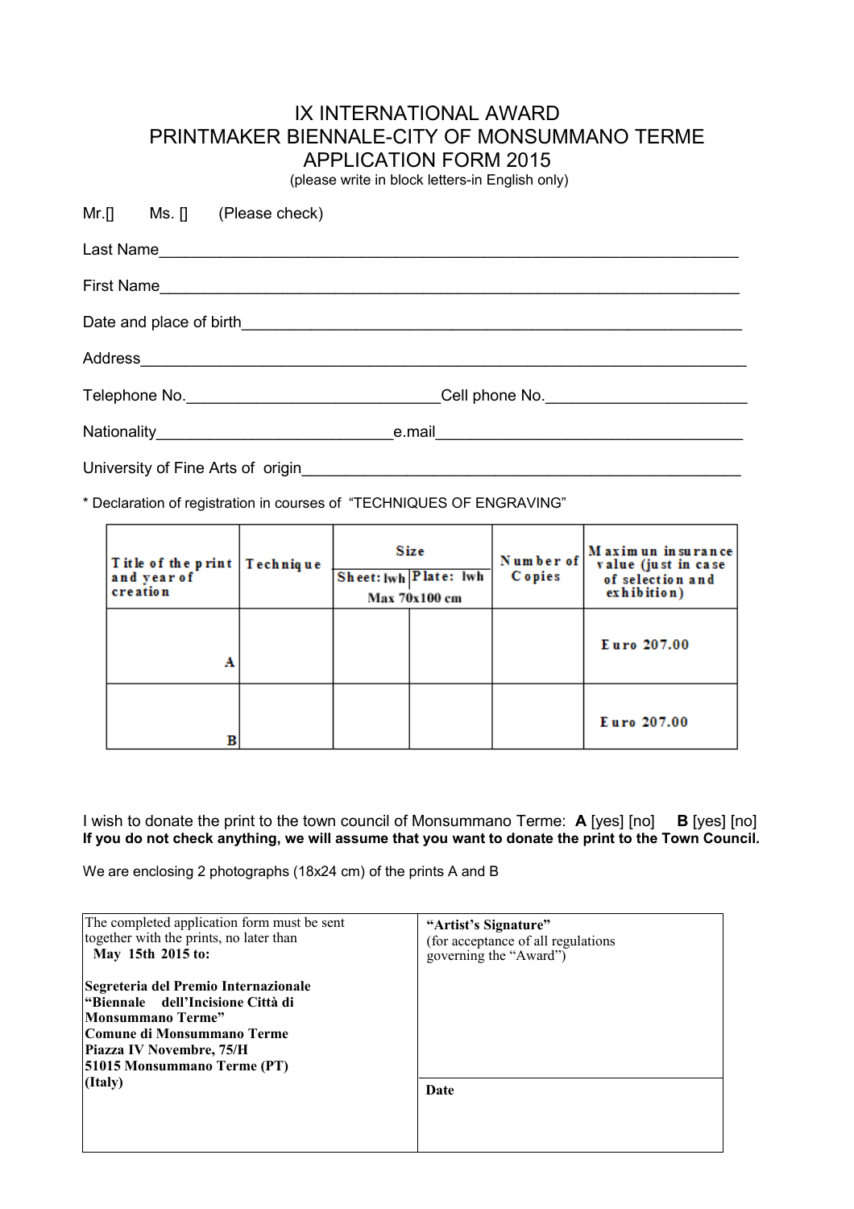# IX INTERNATIONAL AWARD
# PRINTMAKER BIENNALE-CITY OF MONSUMMANO TERME
# APPLICATION FORM 2015

(please write in block letters-in English only)

Mr.[] Ms. [] (Please check)

Last Name_______________________________________________________________

First Name_______________________________________________________________

Date and place of birth____________________________________________________

Address_________________________________________________________________

Telephone No.___________________________Cell phone No.______________________

Nationality__________________________e.mail___________________________________

University of Fine Arts of origin______________________________________________

\* Declaration of registration in courses of "TECHNIQUES OF ENGRAVING"

| Title of the print and year of creation | Technique | Size (Max 70x100 cm) | | Number of Copies | Maximun insurance value (just in case of selection and exhibition) |
|---|---|---|---|---|---|
| | | Sheet: lwh | Plate: lwh | | |
| A | | | | | Euro 207.00 |
| B | | | | | Euro 207.00 |

I wish to donate the print to the town council of Monsummano Terme: **A** [yes] [no] **B** [yes] [no]
**If you do not check anything, we will assume that you want to donate the print to the Town Council.**

We are enclosing 2 photographs (18x24 cm) of the prints A and B

| The completed application form must be sent together with the prints, no later than **May 15th 2015 to:**<br><br>**Segreteria del Premio Internazionale "Biennale dell'Incisione Città di Monsummano Terme"**<br>**Comune di Monsummano Terme**<br>**Piazza IV Novembre, 75/H**<br>**51015 Monsummano Terme (PT)**<br>**(Italy)** | **"Artist's Signature"**<br>(for acceptance of all regulations governing the "Award")<br><br><br>**Date** |
|---|---|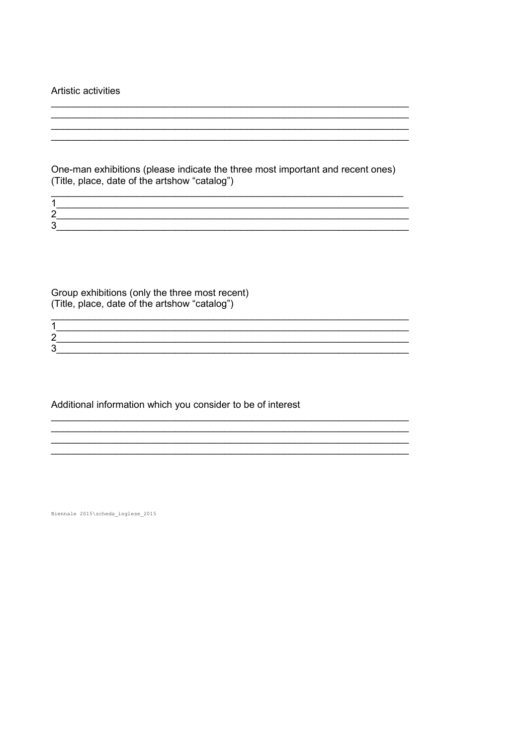Artistic activities

\_\_\_\_\_\_\_\_\_\_\_\_\_\_\_\_\_\_\_\_\_\_\_\_\_\_\_\_\_\_\_\_\_\_\_\_\_\_\_\_\_\_\_\_\_\_\_\_\_\_\_\_\_\_\_\_\_\_\_\_\_\_\_\_

\_\_\_\_\_\_\_\_\_\_\_\_\_\_\_\_\_\_\_\_\_\_\_\_\_\_\_\_\_\_\_\_\_\_\_\_\_\_\_\_\_\_\_\_\_\_\_\_\_\_\_\_\_\_\_\_\_\_\_\_\_\_\_\_

\_\_\_\_\_\_\_\_\_\_\_\_\_\_\_\_\_\_\_\_\_\_\_\_\_\_\_\_\_\_\_\_\_\_\_\_\_\_\_\_\_\_\_\_\_\_\_\_\_\_\_\_\_\_\_\_\_\_\_\_\_\_\_\_

\_\_\_\_\_\_\_\_\_\_\_\_\_\_\_\_\_\_\_\_\_\_\_\_\_\_\_\_\_\_\_\_\_\_\_\_\_\_\_\_\_\_\_\_\_\_\_\_\_\_\_\_\_\_\_\_\_\_\_\_\_\_\_\_

One-man exhibitions (please indicate the three most important and recent ones)
(Title, place, date of the artshow “catalog”)

\_\_\_\_\_\_\_\_\_\_\_\_\_\_\_\_\_\_\_\_\_\_\_\_\_\_\_\_\_\_\_\_\_\_\_\_\_\_\_\_\_\_\_\_\_\_\_\_\_\_\_\_\_\_\_\_\_\_\_\_\_\_\_

1\_\_\_\_\_\_\_\_\_\_\_\_\_\_\_\_\_\_\_\_\_\_\_\_\_\_\_\_\_\_\_\_\_\_\_\_\_\_\_\_\_\_\_\_\_\_\_\_\_\_\_\_\_\_\_\_\_\_\_\_\_\_\_

2\_\_\_\_\_\_\_\_\_\_\_\_\_\_\_\_\_\_\_\_\_\_\_\_\_\_\_\_\_\_\_\_\_\_\_\_\_\_\_\_\_\_\_\_\_\_\_\_\_\_\_\_\_\_\_\_\_\_\_\_\_\_\_

3\_\_\_\_\_\_\_\_\_\_\_\_\_\_\_\_\_\_\_\_\_\_\_\_\_\_\_\_\_\_\_\_\_\_\_\_\_\_\_\_\_\_\_\_\_\_\_\_\_\_\_\_\_\_\_\_\_\_\_\_\_\_\_

Group exhibitions (only the three most recent)
(Title, place, date of the artshow “catalog”)

\_\_\_\_\_\_\_\_\_\_\_\_\_\_\_\_\_\_\_\_\_\_\_\_\_\_\_\_\_\_\_\_\_\_\_\_\_\_\_\_\_\_\_\_\_\_\_\_\_\_\_\_\_\_\_\_\_\_\_\_\_\_\_\_

1\_\_\_\_\_\_\_\_\_\_\_\_\_\_\_\_\_\_\_\_\_\_\_\_\_\_\_\_\_\_\_\_\_\_\_\_\_\_\_\_\_\_\_\_\_\_\_\_\_\_\_\_\_\_\_\_\_\_\_\_\_\_\_

2\_\_\_\_\_\_\_\_\_\_\_\_\_\_\_\_\_\_\_\_\_\_\_\_\_\_\_\_\_\_\_\_\_\_\_\_\_\_\_\_\_\_\_\_\_\_\_\_\_\_\_\_\_\_\_\_\_\_\_\_\_\_\_

3\_\_\_\_\_\_\_\_\_\_\_\_\_\_\_\_\_\_\_\_\_\_\_\_\_\_\_\_\_\_\_\_\_\_\_\_\_\_\_\_\_\_\_\_\_\_\_\_\_\_\_\_\_\_\_\_\_\_\_\_\_\_\_

Additional information which you consider to be of interest

\_\_\_\_\_\_\_\_\_\_\_\_\_\_\_\_\_\_\_\_\_\_\_\_\_\_\_\_\_\_\_\_\_\_\_\_\_\_\_\_\_\_\_\_\_\_\_\_\_\_\_\_\_\_\_\_\_\_\_\_\_\_\_\_

\_\_\_\_\_\_\_\_\_\_\_\_\_\_\_\_\_\_\_\_\_\_\_\_\_\_\_\_\_\_\_\_\_\_\_\_\_\_\_\_\_\_\_\_\_\_\_\_\_\_\_\_\_\_\_\_\_\_\_\_\_\_\_\_

\_\_\_\_\_\_\_\_\_\_\_\_\_\_\_\_\_\_\_\_\_\_\_\_\_\_\_\_\_\_\_\_\_\_\_\_\_\_\_\_\_\_\_\_\_\_\_\_\_\_\_\_\_\_\_\_\_\_\_\_\_\_\_\_

\_\_\_\_\_\_\_\_\_\_\_\_\_\_\_\_\_\_\_\_\_\_\_\_\_\_\_\_\_\_\_\_\_\_\_\_\_\_\_\_\_\_\_\_\_\_\_\_\_\_\_\_\_\_\_\_\_\_\_\_\_\_\_\_

Biennale 2015\scheda_inglese_2015